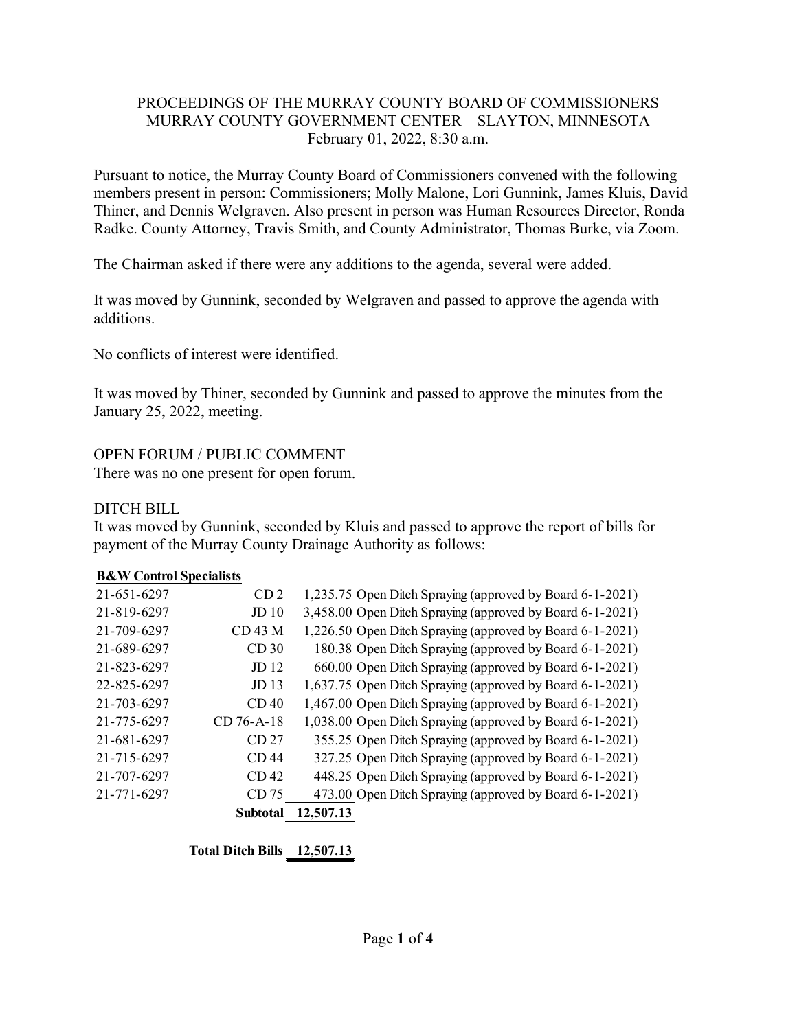PROCEEDINGS OF THE MURRAY COUNTY BOARD OF COMMISSIONERS
MURRAY COUNTY GOVERNMENT CENTER – SLAYTON, MINNESOTA
February 01, 2022, 8:30 a.m.

Pursuant to notice, the Murray County Board of Commissioners convened with the following members present in person: Commissioners; Molly Malone, Lori Gunnink, James Kluis, David Thiner, and Dennis Welgraven. Also present in person was Human Resources Director, Ronda Radke. County Attorney, Travis Smith, and County Administrator, Thomas Burke, via Zoom.

The Chairman asked if there were any additions to the agenda, several were added.

It was moved by Gunnink, seconded by Welgraven and passed to approve the agenda with additions.

No conflicts of interest were identified.

It was moved by Thiner, seconded by Gunnink and passed to approve the minutes from the January 25, 2022, meeting.

OPEN FORUM / PUBLIC COMMENT

There was no one present for open forum.

DITCH BILL

It was moved by Gunnink, seconded by Kluis and passed to approve the report of bills for payment of the Murray County Drainage Authority as follows:

**B&W Control Specialists**

| | | | |
|---|---|---|---|
| 21-651-6297 | CD 2 | 1,235.75 | Open Ditch Spraying (approved by Board 6-1-2021) |
| 21-819-6297 | JD 10 | 3,458.00 | Open Ditch Spraying (approved by Board 6-1-2021) |
| 21-709-6297 | CD 43 M | 1,226.50 | Open Ditch Spraying (approved by Board 6-1-2021) |
| 21-689-6297 | CD 30 | 180.38 | Open Ditch Spraying (approved by Board 6-1-2021) |
| 21-823-6297 | JD 12 | 660.00 | Open Ditch Spraying (approved by Board 6-1-2021) |
| 22-825-6297 | JD 13 | 1,637.75 | Open Ditch Spraying (approved by Board 6-1-2021) |
| 21-703-6297 | CD 40 | 1,467.00 | Open Ditch Spraying (approved by Board 6-1-2021) |
| 21-775-6297 | CD 76-A-18 | 1,038.00 | Open Ditch Spraying (approved by Board 6-1-2021) |
| 21-681-6297 | CD 27 | 355.25 | Open Ditch Spraying (approved by Board 6-1-2021) |
| 21-715-6297 | CD 44 | 327.25 | Open Ditch Spraying (approved by Board 6-1-2021) |
| 21-707-6297 | CD 42 | 448.25 | Open Ditch Spraying (approved by Board 6-1-2021) |
| 21-771-6297 | CD 75 | 473.00 | Open Ditch Spraying (approved by Board 6-1-2021) |
| | **Subtotal** | **12,507.13** | |

**Total Ditch Bills** **12,507.13**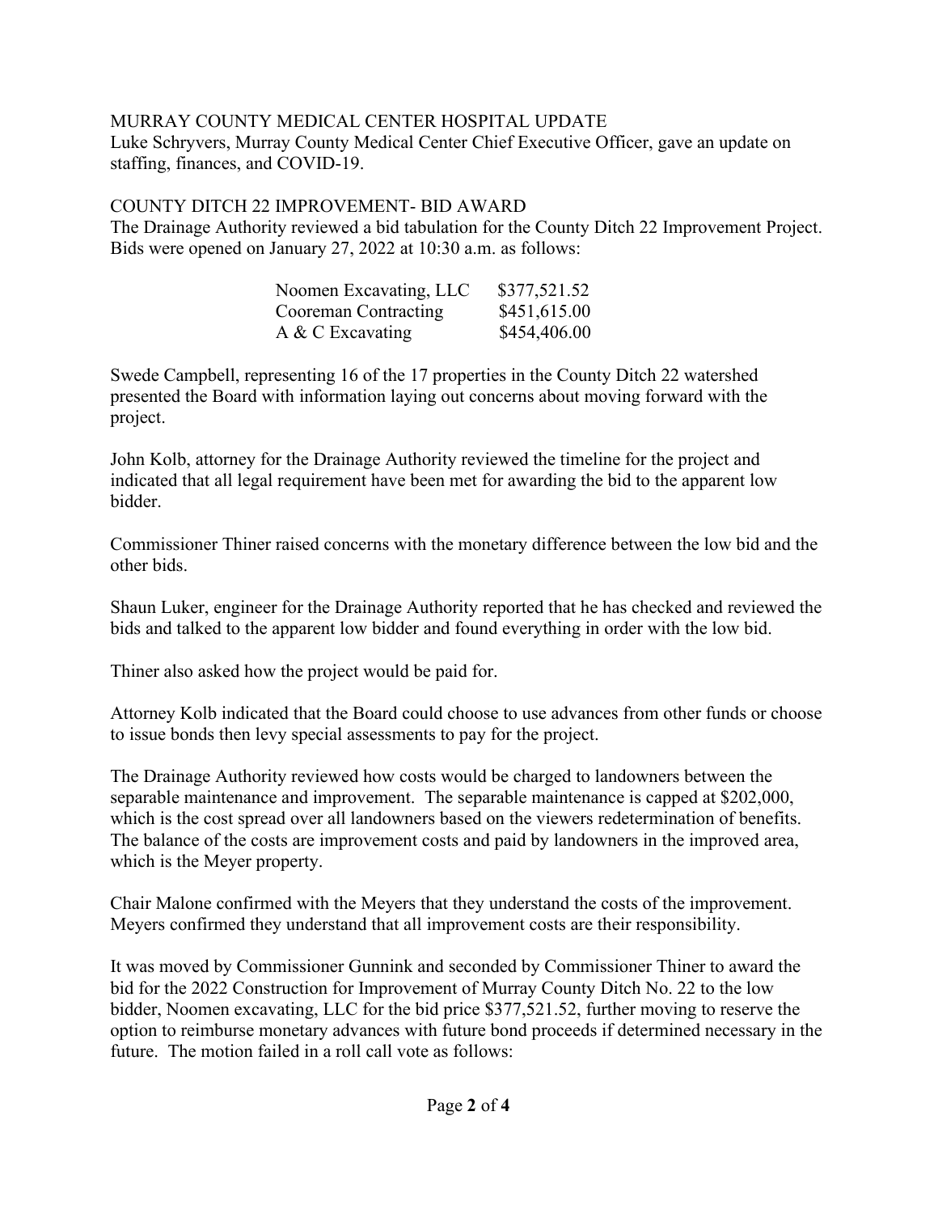MURRAY COUNTY MEDICAL CENTER HOSPITAL UPDATE

Luke Schryvers, Murray County Medical Center Chief Executive Officer, gave an update on staffing, finances, and COVID-19.

COUNTY DITCH 22 IMPROVEMENT- BID AWARD

The Drainage Authority reviewed a bid tabulation for the County Ditch 22 Improvement Project. Bids were opened on January 27, 2022 at 10:30 a.m. as follows:

| | |
|---|---|
| Noomen Excavating, LLC | $377,521.52 |
| Cooreman Contracting | $451,615.00 |
| A & C Excavating | $454,406.00 |

Swede Campbell, representing 16 of the 17 properties in the County Ditch 22 watershed presented the Board with information laying out concerns about moving forward with the project.

John Kolb, attorney for the Drainage Authority reviewed the timeline for the project and indicated that all legal requirement have been met for awarding the bid to the apparent low bidder.

Commissioner Thiner raised concerns with the monetary difference between the low bid and the other bids.

Shaun Luker, engineer for the Drainage Authority reported that he has checked and reviewed the bids and talked to the apparent low bidder and found everything in order with the low bid.

Thiner also asked how the project would be paid for.

Attorney Kolb indicated that the Board could choose to use advances from other funds or choose to issue bonds then levy special assessments to pay for the project.

The Drainage Authority reviewed how costs would be charged to landowners between the separable maintenance and improvement. The separable maintenance is capped at $202,000, which is the cost spread over all landowners based on the viewers redetermination of benefits. The balance of the costs are improvement costs and paid by landowners in the improved area, which is the Meyer property.

Chair Malone confirmed with the Meyers that they understand the costs of the improvement. Meyers confirmed they understand that all improvement costs are their responsibility.

It was moved by Commissioner Gunnink and seconded by Commissioner Thiner to award the bid for the 2022 Construction for Improvement of Murray County Ditch No. 22 to the low bidder, Noomen excavating, LLC for the bid price $377,521.52, further moving to reserve the option to reimburse monetary advances with future bond proceeds if determined necessary in the future. The motion failed in a roll call vote as follows: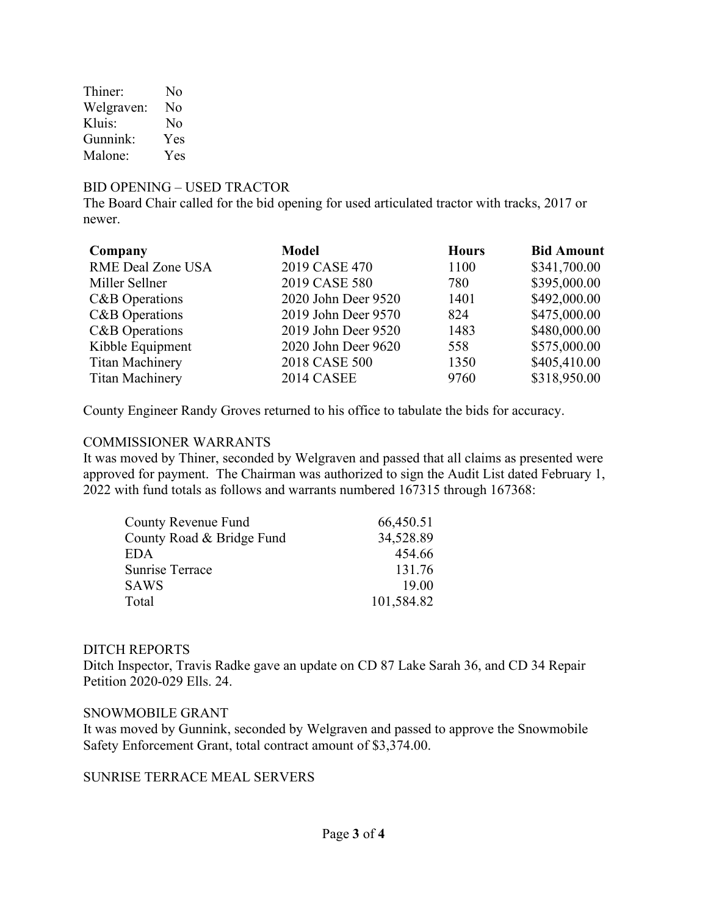| | |
|---|---|
| Thiner: | No |
| Welgraven: | No |
| Kluis: | No |
| Gunnink: | Yes |
| Malone: | Yes |

BID OPENING – USED TRACTOR

The Board Chair called for the bid opening for used articulated tractor with tracks, 2017 or newer.

| Company | Model | Hours | Bid Amount |
|---|---|---|---|
| RME Deal Zone USA | 2019 CASE 470 | 1100 | $341,700.00 |
| Miller Sellner | 2019 CASE 580 | 780 | $395,000.00 |
| C&B Operations | 2020 John Deer 9520 | 1401 | $492,000.00 |
| C&B Operations | 2019 John Deer 9570 | 824 | $475,000.00 |
| C&B Operations | 2019 John Deer 9520 | 1483 | $480,000.00 |
| Kibble Equipment | 2020 John Deer 9620 | 558 | $575,000.00 |
| Titan Machinery | 2018 CASE 500 | 1350 | $405,410.00 |
| Titan Machinery | 2014 CASEE | 9760 | $318,950.00 |

County Engineer Randy Groves returned to his office to tabulate the bids for accuracy.

COMMISSIONER WARRANTS

It was moved by Thiner, seconded by Welgraven and passed that all claims as presented were approved for payment. The Chairman was authorized to sign the Audit List dated February 1, 2022 with fund totals as follows and warrants numbered 167315 through 167368:

| | |
|---|---|
| County Revenue Fund | 66,450.51 |
| County Road & Bridge Fund | 34,528.89 |
| EDA | 454.66 |
| Sunrise Terrace | 131.76 |
| SAWS | 19.00 |
| Total | 101,584.82 |

DITCH REPORTS

Ditch Inspector, Travis Radke gave an update on CD 87 Lake Sarah 36, and CD 34 Repair Petition 2020-029 Ells. 24.

SNOWMOBILE GRANT

It was moved by Gunnink, seconded by Welgraven and passed to approve the Snowmobile Safety Enforcement Grant, total contract amount of $3,374.00.

SUNRISE TERRACE MEAL SERVERS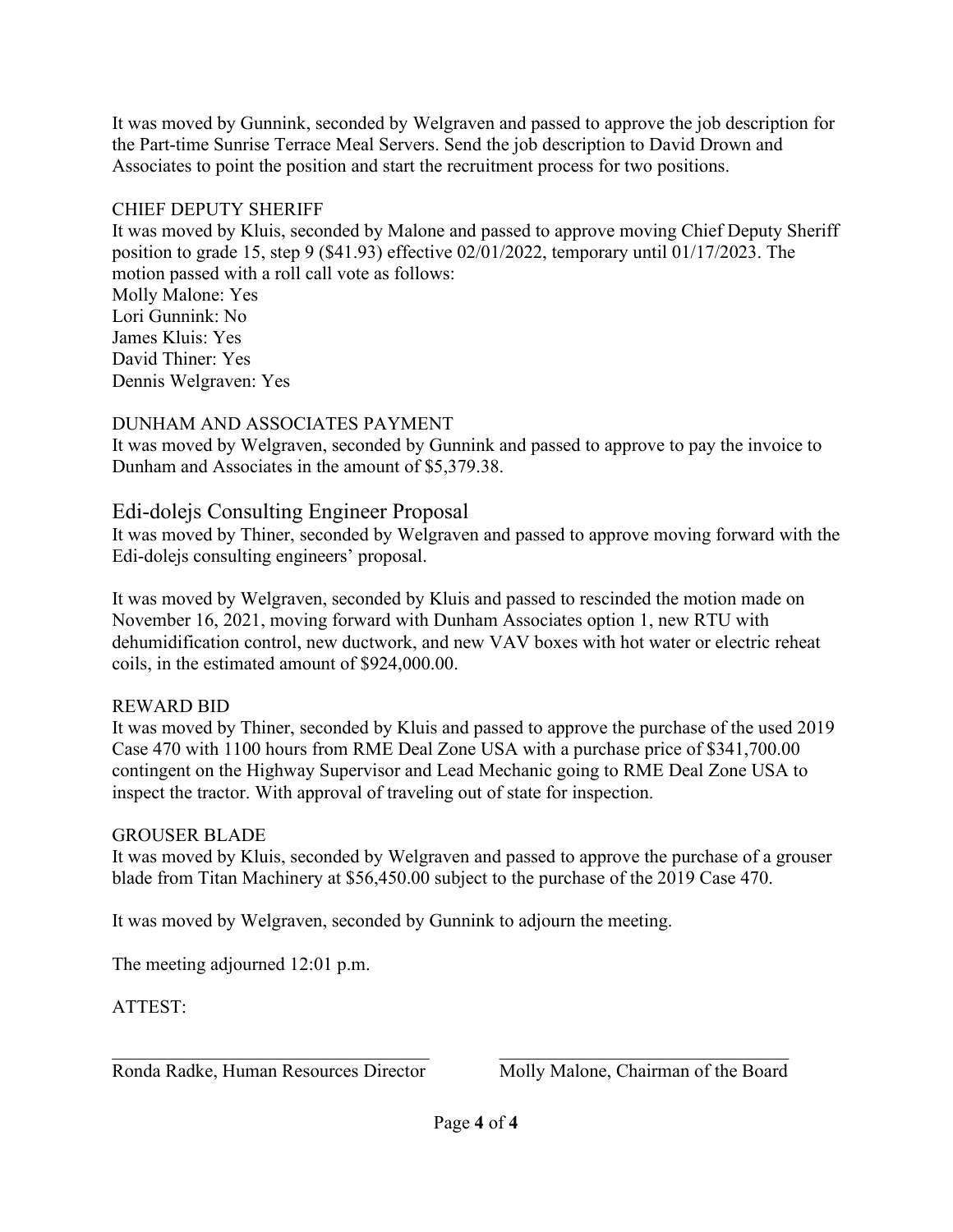It was moved by Gunnink, seconded by Welgraven and passed to approve the job description for the Part-time Sunrise Terrace Meal Servers. Send the job description to David Drown and Associates to point the position and start the recruitment process for two positions.

CHIEF DEPUTY SHERIFF

It was moved by Kluis, seconded by Malone and passed to approve moving Chief Deputy Sheriff position to grade 15, step 9 ($41.93) effective 02/01/2022, temporary until 01/17/2023. The motion passed with a roll call vote as follows:

Molly Malone: Yes  
Lori Gunnink: No  
James Kluis: Yes  
David Thiner: Yes  
Dennis Welgraven: Yes

DUNHAM AND ASSOCIATES PAYMENT

It was moved by Welgraven, seconded by Gunnink and passed to approve to pay the invoice to Dunham and Associates in the amount of $5,379.38.

## Edi-dolejs Consulting Engineer Proposal

It was moved by Thiner, seconded by Welgraven and passed to approve moving forward with the Edi-dolejs consulting engineers' proposal.

It was moved by Welgraven, seconded by Kluis and passed to rescinded the motion made on November 16, 2021, moving forward with Dunham Associates option 1, new RTU with dehumidification control, new ductwork, and new VAV boxes with hot water or electric reheat coils, in the estimated amount of $924,000.00.

REWARD BID

It was moved by Thiner, seconded by Kluis and passed to approve the purchase of the used 2019 Case 470 with 1100 hours from RME Deal Zone USA with a purchase price of $341,700.00 contingent on the Highway Supervisor and Lead Mechanic going to RME Deal Zone USA to inspect the tractor. With approval of traveling out of state for inspection.

GROUSER BLADE

It was moved by Kluis, seconded by Welgraven and passed to approve the purchase of a grouser blade from Titan Machinery at $56,450.00 subject to the purchase of the 2019 Case 470.

It was moved by Welgraven, seconded by Gunnink to adjourn the meeting.

The meeting adjourned 12:01 p.m.

ATTEST:

\_\_\_\_\_\_\_\_\_\_\_\_\_\_\_\_\_\_\_\_\_\_\_\_\_\_\_\_\_\_\_\_\_\_\_  
Ronda Radke, Human Resources Director

\_\_\_\_\_\_\_\_\_\_\_\_\_\_\_\_\_\_\_\_\_\_\_\_\_\_\_\_\_\_\_\_\_\_\_  
Molly Malone, Chairman of the Board